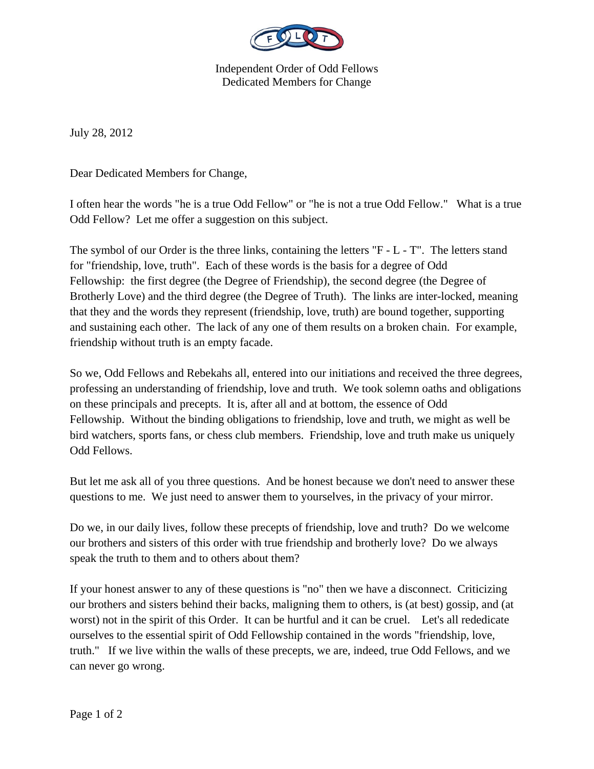Independent Order of Odd Fellows
Dedicated Members for Change

July 28, 2012

Dear Dedicated Members for Change,

I often hear the words "he is a true Odd Fellow" or "he is not a true Odd Fellow." What is a true Odd Fellow? Let me offer a suggestion on this subject.

The symbol of our Order is the three links, containing the letters "F - L - T". The letters stand for "friendship, love, truth". Each of these words is the basis for a degree of Odd Fellowship: the first degree (the Degree of Friendship), the second degree (the Degree of Brotherly Love) and the third degree (the Degree of Truth). The links are inter-locked, meaning that they and the words they represent (friendship, love, truth) are bound together, supporting and sustaining each other. The lack of any one of them results on a broken chain. For example, friendship without truth is an empty facade.

So we, Odd Fellows and Rebekahs all, entered into our initiations and received the three degrees, professing an understanding of friendship, love and truth. We took solemn oaths and obligations on these principals and precepts. It is, after all and at bottom, the essence of Odd Fellowship. Without the binding obligations to friendship, love and truth, we might as well be bird watchers, sports fans, or chess club members. Friendship, love and truth make us uniquely Odd Fellows.

But let me ask all of you three questions. And be honest because we don't need to answer these questions to me. We just need to answer them to yourselves, in the privacy of your mirror.

Do we, in our daily lives, follow these precepts of friendship, love and truth? Do we welcome our brothers and sisters of this order with true friendship and brotherly love? Do we always speak the truth to them and to others about them?

If your honest answer to any of these questions is "no" then we have a disconnect. Criticizing our brothers and sisters behind their backs, maligning them to others, is (at best) gossip, and (at worst) not in the spirit of this Order. It can be hurtful and it can be cruel. Let's all rededicate ourselves to the essential spirit of Odd Fellowship contained in the words "friendship, love, truth." If we live within the walls of these precepts, we are, indeed, true Odd Fellows, and we can never go wrong.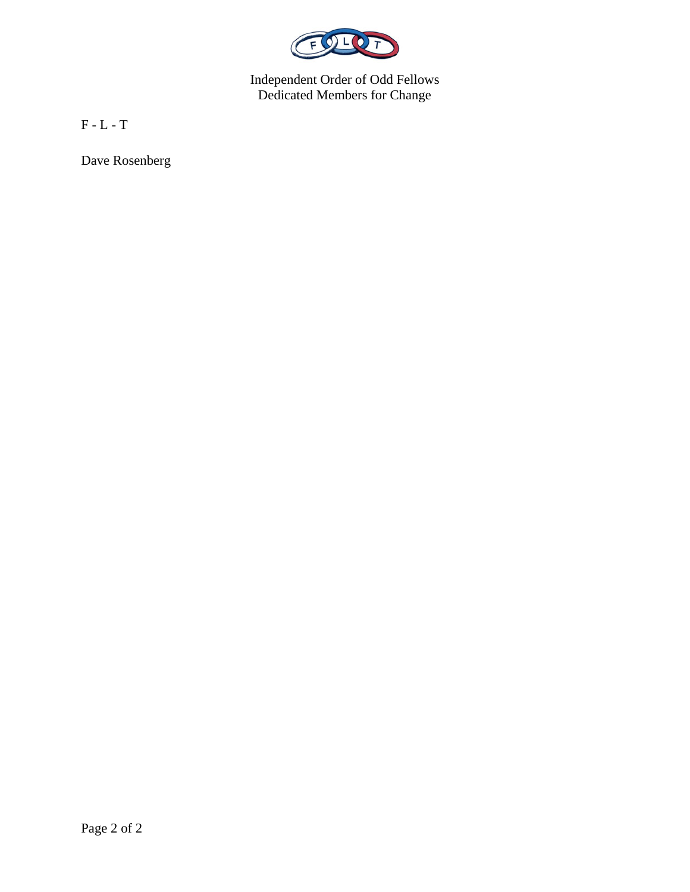Independent Order of Odd Fellows
Dedicated Members for Change

F - L - T

Dave Rosenberg